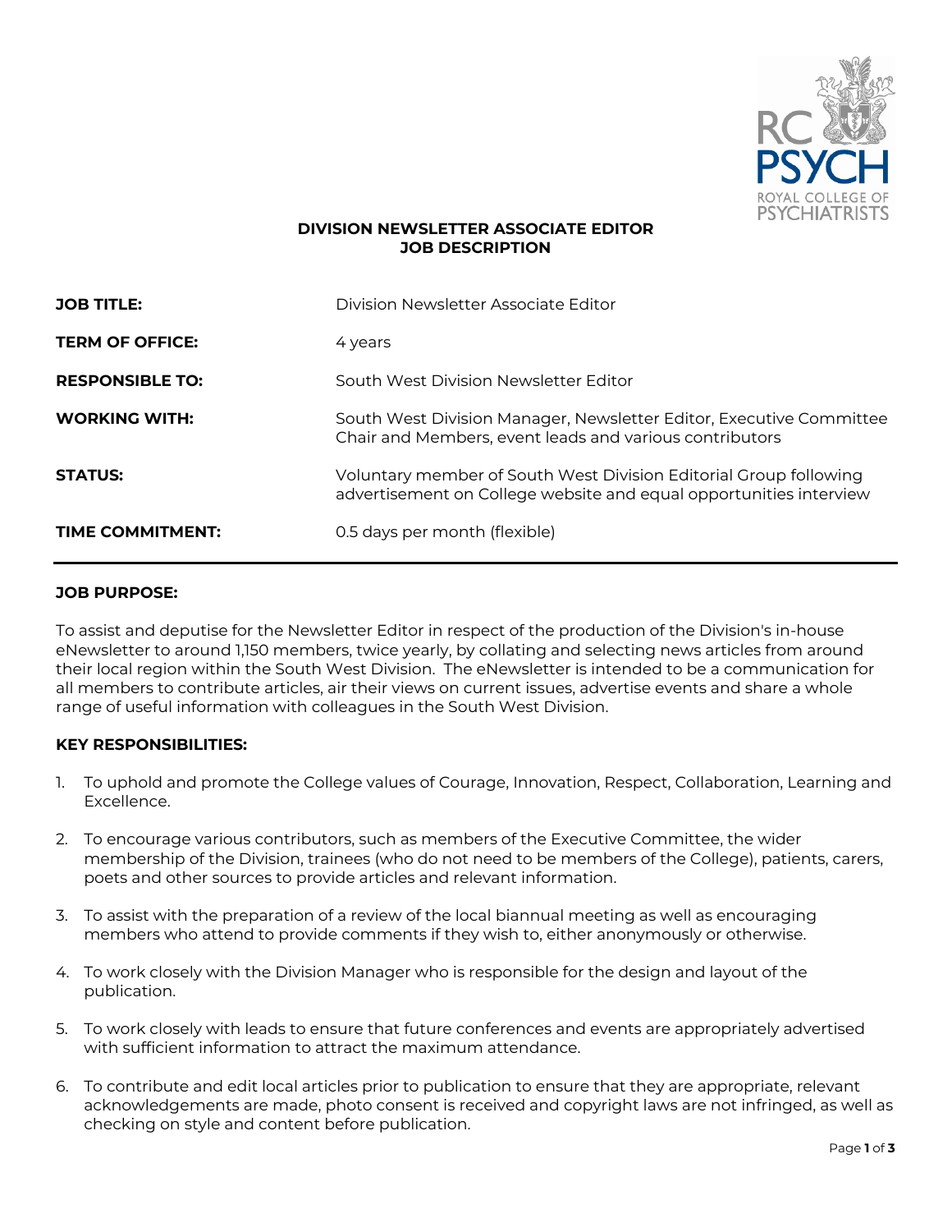# DIVISION NEWSLETTER ASSOCIATE EDITOR
# JOB DESCRIPTION

| | |
|---|---|
| **JOB TITLE:** | Division Newsletter Associate Editor |
| **TERM OF OFFICE:** | 4 years |
| **RESPONSIBLE TO:** | South West Division Newsletter Editor |
| **WORKING WITH:** | South West Division Manager, Newsletter Editor, Executive Committee Chair and Members, event leads and various contributors |
| **STATUS:** | Voluntary member of South West Division Editorial Group following advertisement on College website and equal opportunities interview |
| **TIME COMMITMENT:** | 0.5 days per month (flexible) |

## JOB PURPOSE:

To assist and deputise for the Newsletter Editor in respect of the production of the Division's in-house eNewsletter to around 1,150 members, twice yearly, by collating and selecting news articles from around their local region within the South West Division. The eNewsletter is intended to be a communication for all members to contribute articles, air their views on current issues, advertise events and share a whole range of useful information with colleagues in the South West Division.

## KEY RESPONSIBILITIES:

1. To uphold and promote the College values of Courage, Innovation, Respect, Collaboration, Learning and Excellence.

2. To encourage various contributors, such as members of the Executive Committee, the wider membership of the Division, trainees (who do not need to be members of the College), patients, carers, poets and other sources to provide articles and relevant information.

3. To assist with the preparation of a review of the local biannual meeting as well as encouraging members who attend to provide comments if they wish to, either anonymously or otherwise.

4. To work closely with the Division Manager who is responsible for the design and layout of the publication.

5. To work closely with leads to ensure that future conferences and events are appropriately advertised with sufficient information to attract the maximum attendance.

6. To contribute and edit local articles prior to publication to ensure that they are appropriate, relevant acknowledgements are made, photo consent is received and copyright laws are not infringed, as well as checking on style and content before publication.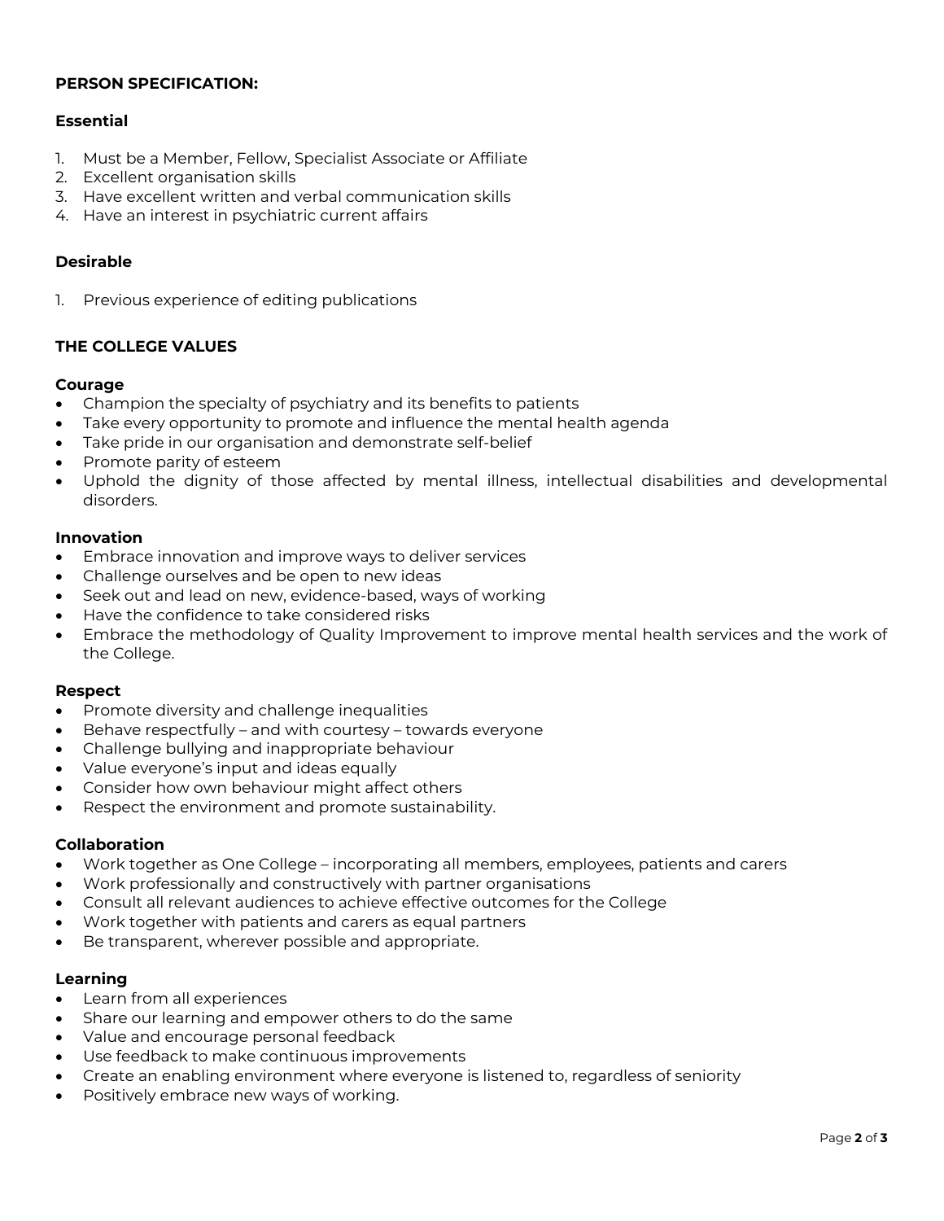**PERSON SPECIFICATION:**

**Essential**

1. Must be a Member, Fellow, Specialist Associate or Affiliate
2. Excellent organisation skills
3. Have excellent written and verbal communication skills
4. Have an interest in psychiatric current affairs

**Desirable**

1. Previous experience of editing publications

**THE COLLEGE VALUES**

**Courage**

- Champion the specialty of psychiatry and its benefits to patients
- Take every opportunity to promote and influence the mental health agenda
- Take pride in our organisation and demonstrate self-belief
- Promote parity of esteem
- Uphold the dignity of those affected by mental illness, intellectual disabilities and developmental disorders.

**Innovation**

- Embrace innovation and improve ways to deliver services
- Challenge ourselves and be open to new ideas
- Seek out and lead on new, evidence-based, ways of working
- Have the confidence to take considered risks
- Embrace the methodology of Quality Improvement to improve mental health services and the work of the College.

**Respect**

- Promote diversity and challenge inequalities
- Behave respectfully – and with courtesy – towards everyone
- Challenge bullying and inappropriate behaviour
- Value everyone's input and ideas equally
- Consider how own behaviour might affect others
- Respect the environment and promote sustainability.

**Collaboration**

- Work together as One College – incorporating all members, employees, patients and carers
- Work professionally and constructively with partner organisations
- Consult all relevant audiences to achieve effective outcomes for the College
- Work together with patients and carers as equal partners
- Be transparent, wherever possible and appropriate.

**Learning**

- Learn from all experiences
- Share our learning and empower others to do the same
- Value and encourage personal feedback
- Use feedback to make continuous improvements
- Create an enabling environment where everyone is listened to, regardless of seniority
- Positively embrace new ways of working.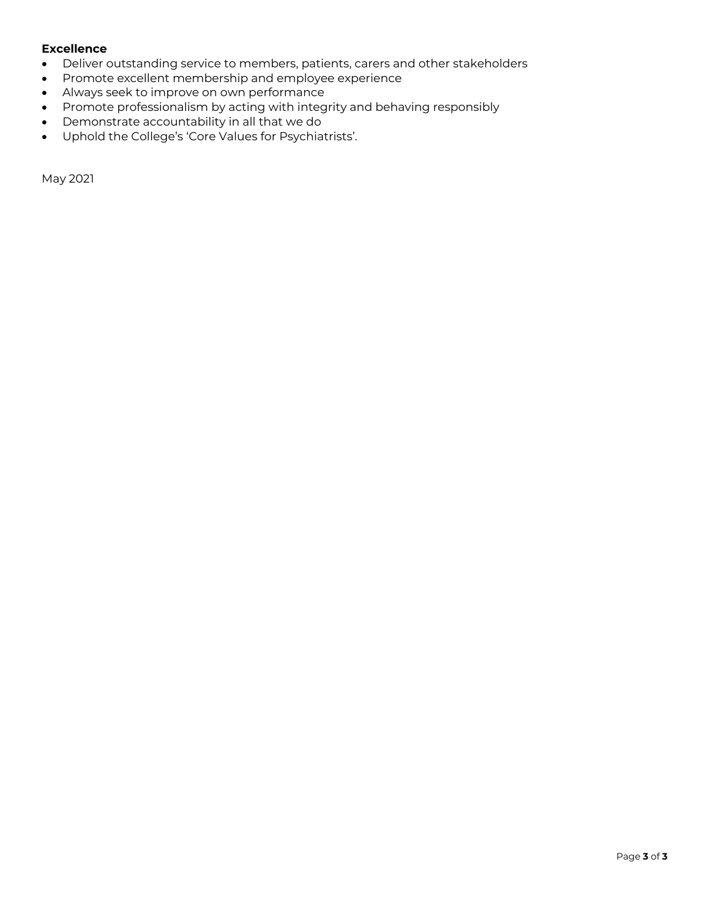**Excellence**

- Deliver outstanding service to members, patients, carers and other stakeholders
- Promote excellent membership and employee experience
- Always seek to improve on own performance
- Promote professionalism by acting with integrity and behaving responsibly
- Demonstrate accountability in all that we do
- Uphold the College's 'Core Values for Psychiatrists'.

May 2021